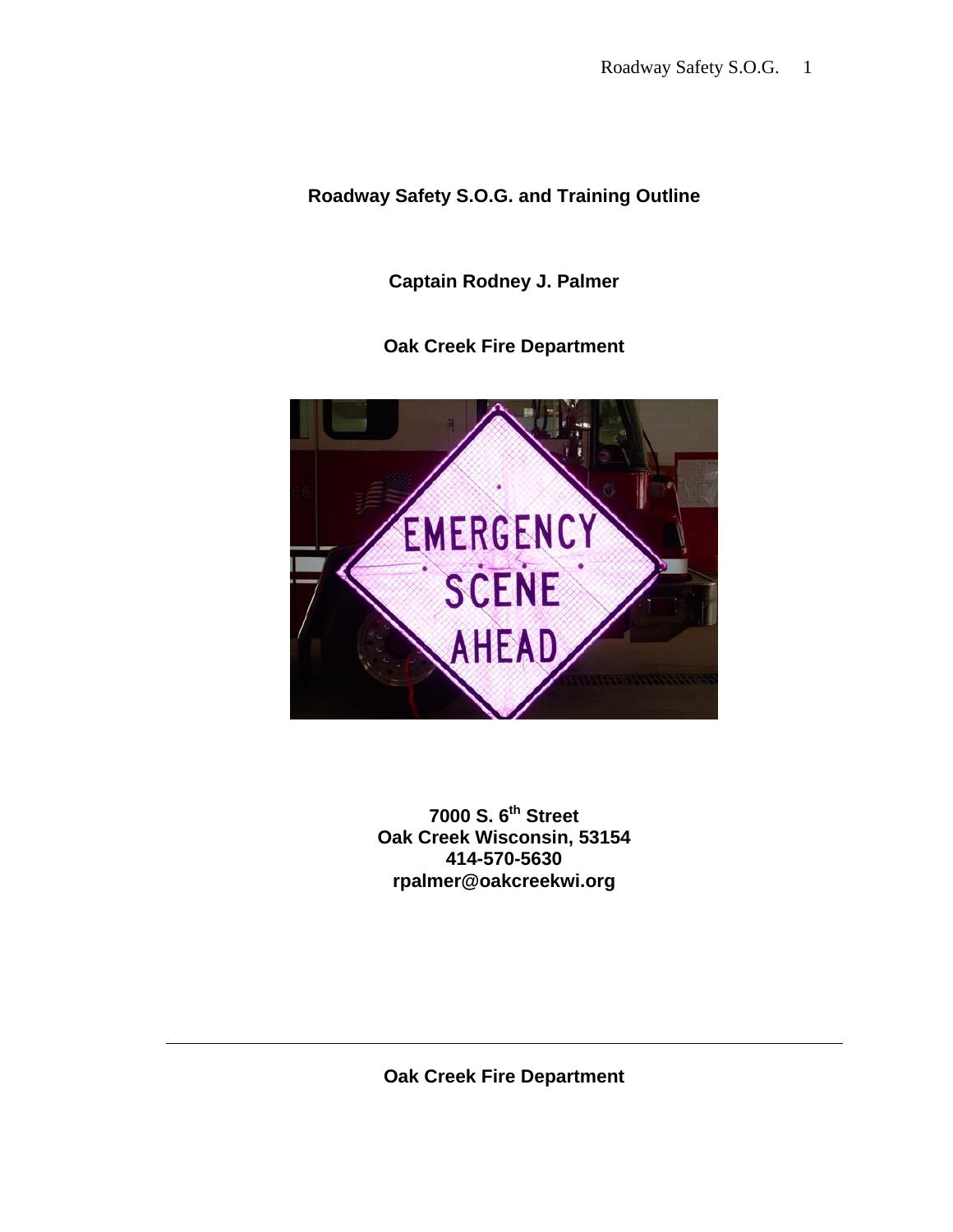# Roadway Safety S.O.G. and Training Outline

**Captain Rodney J. Palmer**

**Oak Creek Fire Department**

**7000 S. 6th Street**
**Oak Creek Wisconsin, 53154**
**414-570-5630**
**rpalmer@oakcreekwi.org**

**Oak Creek Fire Department**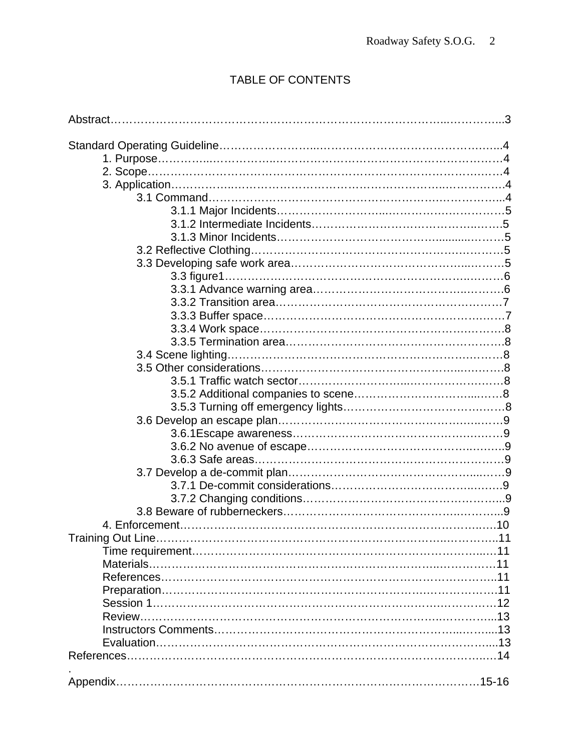# TABLE OF CONTENTS

Abstract……………………………………………………………………………………3

Standard Operating Guideline…………………………………………………………………4

- 1. Purpose……………………………………………………………………………4
- 2. Scope………………………………………………………………………………4
- 3. Application…………………………………………………………………………4
  - 3.1 Command……………………………………………………………………4
    - 3.1.1 Major Incidents……………………………………………………5
    - 3.1.2 Intermediate Incidents……………………………………………5
    - 3.1.3 Minor Incidents……………………………………………………5
  - 3.2 Reflective Clothing……………………………………………………………5
  - 3.3 Developing safe work area……………………………………………………5
    - 3.3 figure1……………………………………………………………………6
    - 3.3.1 Advance warning area……………………………………………6
    - 3.3.2 Transition area……………………………………………………7
    - 3.3.3 Buffer space………………………………………………………7
    - 3.3.4 Work space…………………………………………………………8
    - 3.3.5 Termination area…………………………………………………8
  - 3.4 Scene lighting…………………………………………………………………8
  - 3.5 Other considerations…………………………………………………………8
    - 3.5.1 Traffic watch sector………………………………………………8
    - 3.5.2 Additional companies to scene…………………………………8
    - 3.5.3 Turning off emergency lights……………………………………8
  - 3.6 Develop an escape plan………………………………………………………9
    - 3.6.1Escape awareness…………………………………………………9
    - 3.6.2 No avenue of escape………………………………………………9
    - 3.6.3 Safe areas…………………………………………………………9
  - 3.7 Develop a de-commit plan……………………………………………………9
    - 3.7.1 De-commit considerations…………………………………………9
    - 3.7.2 Changing conditions………………………………………………9
  - 3.8 Beware of rubberneckers……………………………………………………9
- 4. Enforcement……………………………………………………………………10

Training Out Line……………………………………………………………………………11

- Time requirement……………………………………………………………………11
- Materials……………………………………………………………………………11
- References……………………………………………………………………………11
- Preparation…………………………………………………………………………11
- Session 1……………………………………………………………………………12
- Review………………………………………………………………………………13
- Instructors Comments………………………………………………………………13
- Evaluation……………………………………………………………………………13

References……………………………………………………………………………………14

Appendix…………………………………………………………………………………15-16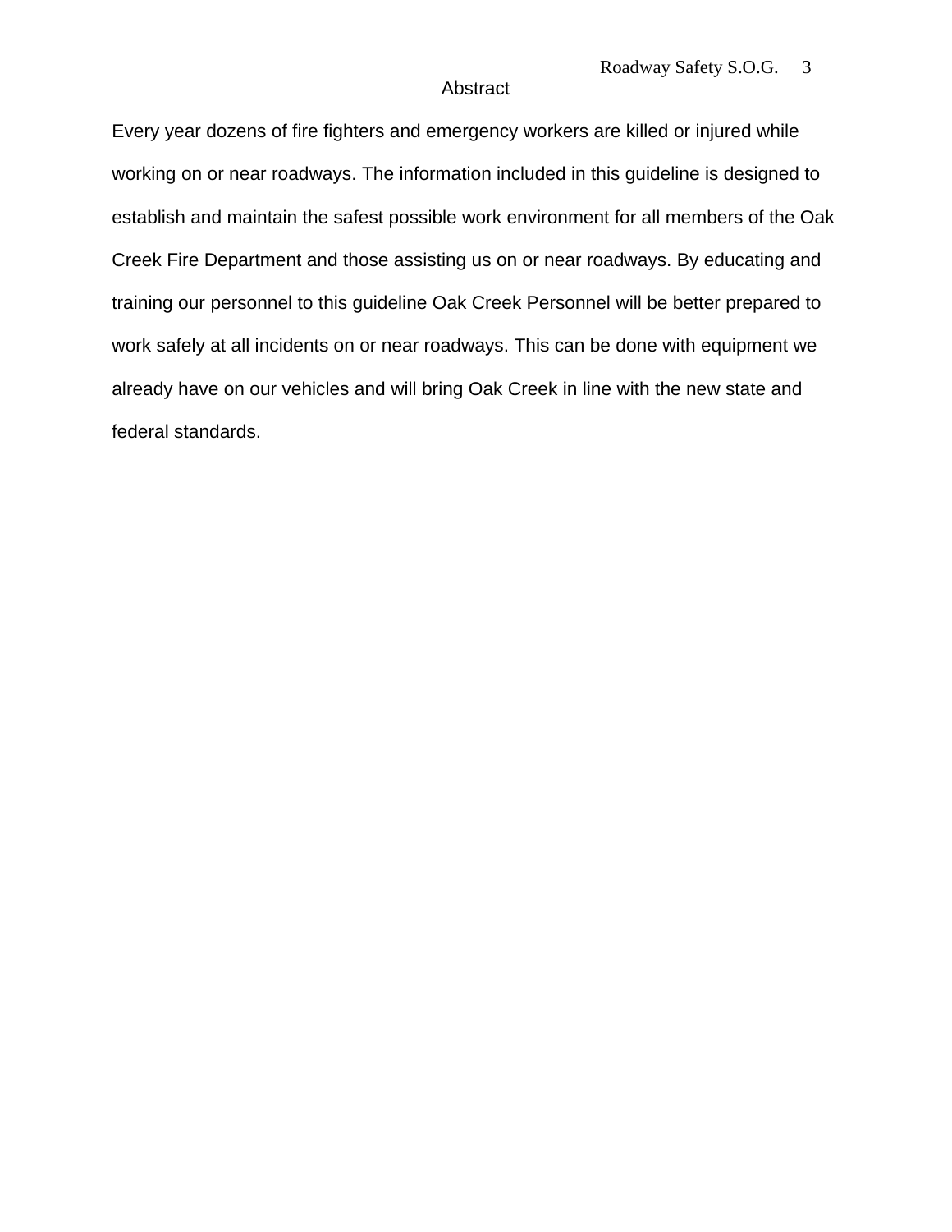# Abstract

Every year dozens of fire fighters and emergency workers are killed or injured while working on or near roadways. The information included in this guideline is designed to establish and maintain the safest possible work environment for all members of the Oak Creek Fire Department and those assisting us on or near roadways. By educating and training our personnel to this guideline Oak Creek Personnel will be better prepared to work safely at all incidents on or near roadways. This can be done with equipment we already have on our vehicles and will bring Oak Creek in line with the new state and federal standards.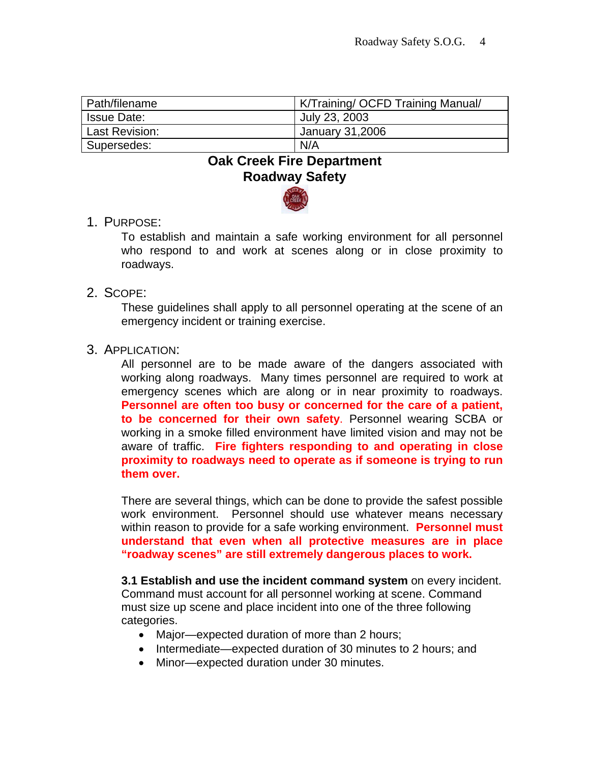| Path/filename | K/Training/ OCFD Training Manual/ |
| --- | --- |
| Issue Date: | July 23, 2003 |
| Last Revision: | January 31,2006 |
| Supersedes: | N/A |

# Oak Creek Fire Department
# Roadway Safety

1. PURPOSE:

   To establish and maintain a safe working environment for all personnel who respond to and work at scenes along or in close proximity to roadways.

2. SCOPE:

   These guidelines shall apply to all personnel operating at the scene of an emergency incident or training exercise.

3. APPLICATION:

   All personnel are to be made aware of the dangers associated with working along roadways. Many times personnel are required to work at emergency scenes which are along or in near proximity to roadways. **Personnel are often too busy or concerned for the care of a patient, to be concerned for their own safety**. Personnel wearing SCBA or working in a smoke filled environment have limited vision and may not be aware of traffic. **Fire fighters responding to and operating in close proximity to roadways need to operate as if someone is trying to run them over.**

   There are several things, which can be done to provide the safest possible work environment. Personnel should use whatever means necessary within reason to provide for a safe working environment. **Personnel must understand that even when all protective measures are in place "roadway scenes" are still extremely dangerous places to work.**

   **3.1 Establish and use the incident command system** on every incident. Command must account for all personnel working at scene. Command must size up scene and place incident into one of the three following categories.

   - Major—expected duration of more than 2 hours;
   - Intermediate—expected duration of 30 minutes to 2 hours; and
   - Minor—expected duration under 30 minutes.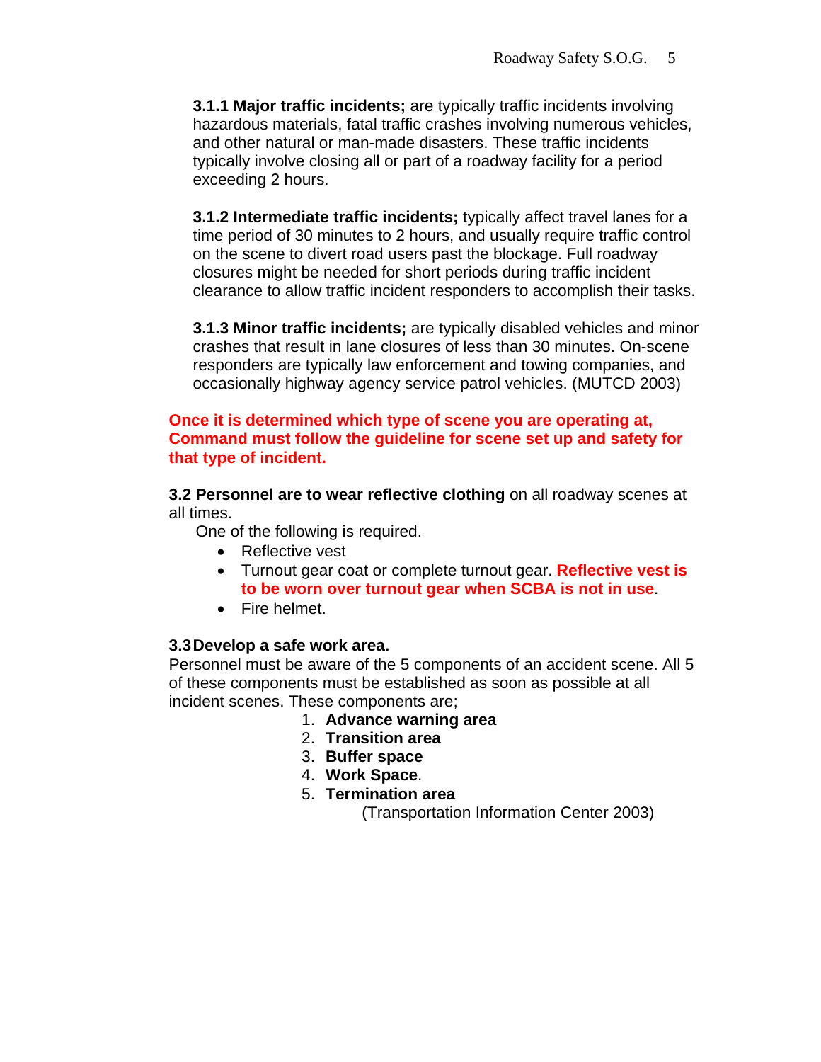**3.1.1 Major traffic incidents;** are typically traffic incidents involving hazardous materials, fatal traffic crashes involving numerous vehicles, and other natural or man-made disasters. These traffic incidents typically involve closing all or part of a roadway facility for a period exceeding 2 hours.

**3.1.2 Intermediate traffic incidents;** typically affect travel lanes for a time period of 30 minutes to 2 hours, and usually require traffic control on the scene to divert road users past the blockage. Full roadway closures might be needed for short periods during traffic incident clearance to allow traffic incident responders to accomplish their tasks.

**3.1.3 Minor traffic incidents;** are typically disabled vehicles and minor crashes that result in lane closures of less than 30 minutes. On-scene responders are typically law enforcement and towing companies, and occasionally highway agency service patrol vehicles. (MUTCD 2003)

**Once it is determined which type of scene you are operating at, Command must follow the guideline for scene set up and safety for that type of incident.**

**3.2 Personnel are to wear reflective clothing** on all roadway scenes at all times.

One of the following is required.

- Reflective vest
- Turnout gear coat or complete turnout gear. **Reflective vest is to be worn over turnout gear when SCBA is not in use**.
- Fire helmet.

**3.3 Develop a safe work area.**

Personnel must be aware of the 5 components of an accident scene. All 5 of these components must be established as soon as possible at all incident scenes. These components are;

1. **Advance warning area**
2. **Transition area**
3. **Buffer space**
4. **Work Space**.
5. **Termination area**

(Transportation Information Center 2003)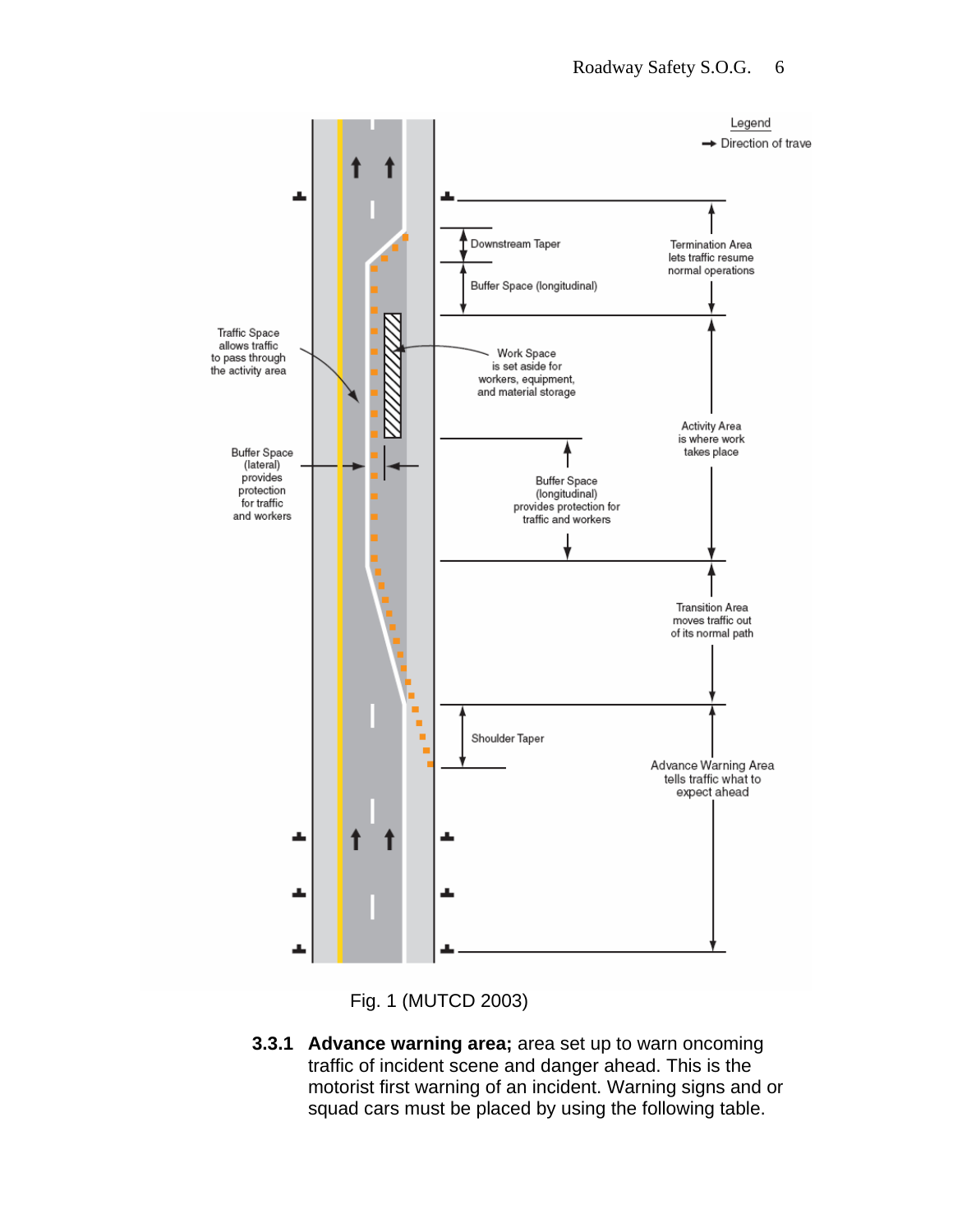Fig. 1 (MUTCD 2003)

**3.3.1 Advance warning area;** area set up to warn oncoming traffic of incident scene and danger ahead. This is the motorist first warning of an incident. Warning signs and or squad cars must be placed by using the following table.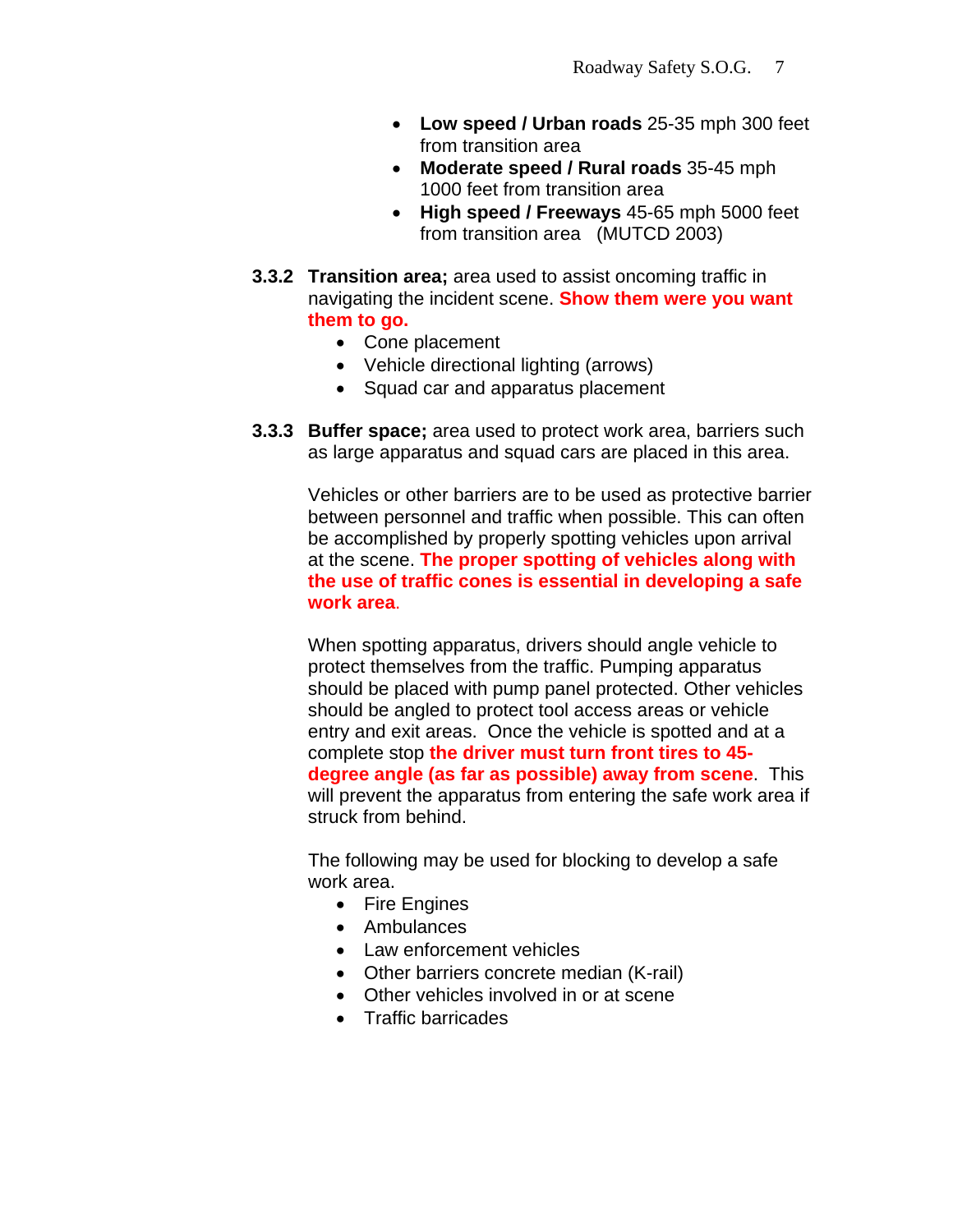- **Low speed / Urban roads** 25-35 mph 300 feet from transition area
- **Moderate speed / Rural roads** 35-45 mph 1000 feet from transition area
- **High speed / Freeways** 45-65 mph 5000 feet from transition area (MUTCD 2003)

**3.3.2 Transition area;** area used to assist oncoming traffic in navigating the incident scene. **Show them were you want them to go.**

- Cone placement
- Vehicle directional lighting (arrows)
- Squad car and apparatus placement

**3.3.3 Buffer space;** area used to protect work area, barriers such as large apparatus and squad cars are placed in this area.

Vehicles or other barriers are to be used as protective barrier between personnel and traffic when possible. This can often be accomplished by properly spotting vehicles upon arrival at the scene. **The proper spotting of vehicles along with the use of traffic cones is essential in developing a safe work area**.

When spotting apparatus, drivers should angle vehicle to protect themselves from the traffic. Pumping apparatus should be placed with pump panel protected. Other vehicles should be angled to protect tool access areas or vehicle entry and exit areas. Once the vehicle is spotted and at a complete stop **the driver must turn front tires to 45-degree angle (as far as possible) away from scene**. This will prevent the apparatus from entering the safe work area if struck from behind.

The following may be used for blocking to develop a safe work area.

- Fire Engines
- Ambulances
- Law enforcement vehicles
- Other barriers concrete median (K-rail)
- Other vehicles involved in or at scene
- Traffic barricades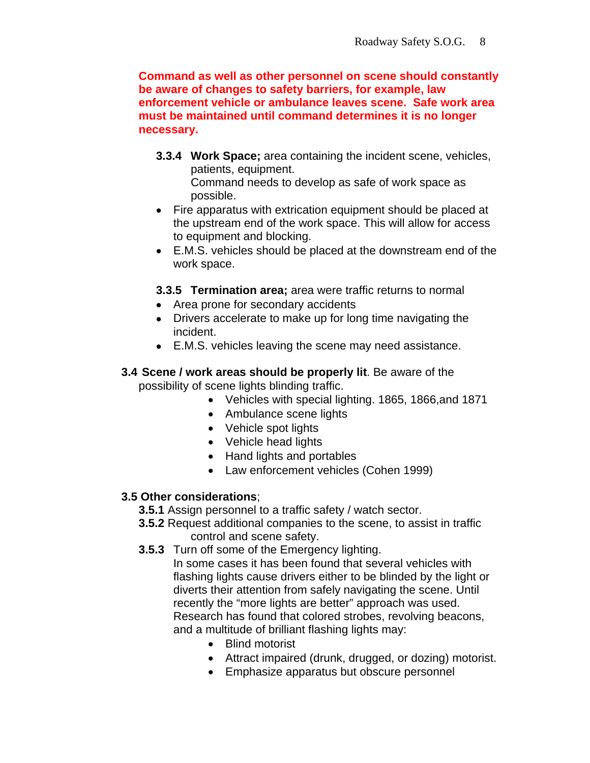**Command as well as other personnel on scene should constantly be aware of changes to safety barriers, for example, law enforcement vehicle or ambulance leaves scene. Safe work area must be maintained until command determines it is no longer necessary.**

**3.3.4 Work Space;** area containing the incident scene, vehicles, patients, equipment.
Command needs to develop as safe of work space as possible.

- Fire apparatus with extrication equipment should be placed at the upstream end of the work space. This will allow for access to equipment and blocking.
- E.M.S. vehicles should be placed at the downstream end of the work space.

**3.3.5 Termination area;** area were traffic returns to normal

- Area prone for secondary accidents
- Drivers accelerate to make up for long time navigating the incident.
- E.M.S. vehicles leaving the scene may need assistance.

**3.4 Scene / work areas should be properly lit**. Be aware of the possibility of scene lights blinding traffic.

- Vehicles with special lighting. 1865, 1866,and 1871
- Ambulance scene lights
- Vehicle spot lights
- Vehicle head lights
- Hand lights and portables
- Law enforcement vehicles (Cohen 1999)

**3.5 Other considerations**;

**3.5.1** Assign personnel to a traffic safety / watch sector.

**3.5.2** Request additional companies to the scene, to assist in traffic control and scene safety.

**3.5.3** Turn off some of the Emergency lighting.
In some cases it has been found that several vehicles with flashing lights cause drivers either to be blinded by the light or diverts their attention from safely navigating the scene. Until recently the "more lights are better" approach was used. Research has found that colored strobes, revolving beacons, and a multitude of brilliant flashing lights may:

- Blind motorist
- Attract impaired (drunk, drugged, or dozing) motorist.
- Emphasize apparatus but obscure personnel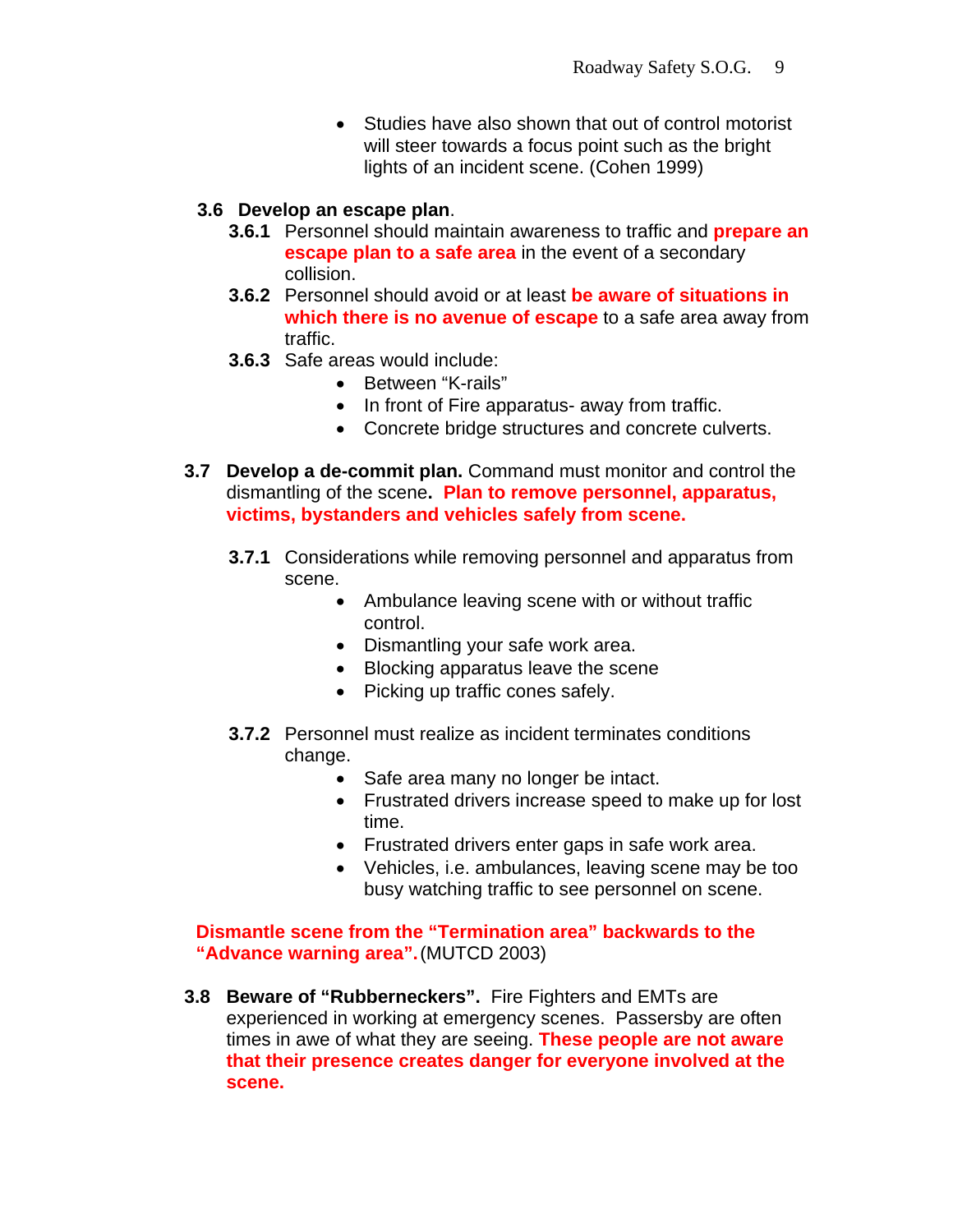- Studies have also shown that out of control motorist will steer towards a focus point such as the bright lights of an incident scene. (Cohen 1999)

**3.6 Develop an escape plan**.

**3.6.1** Personnel should maintain awareness to traffic and **prepare an escape plan to a safe area** in the event of a secondary collision.

**3.6.2** Personnel should avoid or at least **be aware of situations in which there is no avenue of escape** to a safe area away from traffic.

**3.6.3** Safe areas would include:

- Between "K-rails"
- In front of Fire apparatus- away from traffic.
- Concrete bridge structures and concrete culverts.

**3.7 Develop a de-commit plan.** Command must monitor and control the dismantling of the scene**.** **Plan to remove personnel, apparatus, victims, bystanders and vehicles safely from scene.**

**3.7.1** Considerations while removing personnel and apparatus from scene.

- Ambulance leaving scene with or without traffic control.
- Dismantling your safe work area.
- Blocking apparatus leave the scene
- Picking up traffic cones safely.

**3.7.2** Personnel must realize as incident terminates conditions change.

- Safe area many no longer be intact.
- Frustrated drivers increase speed to make up for lost time.
- Frustrated drivers enter gaps in safe work area.
- Vehicles, i.e. ambulances, leaving scene may be too busy watching traffic to see personnel on scene.

**Dismantle scene from the "Termination area" backwards to the "Advance warning area".** (MUTCD 2003)

**3.8 Beware of "Rubberneckers".** Fire Fighters and EMTs are experienced in working at emergency scenes. Passersby are often times in awe of what they are seeing. **These people are not aware that their presence creates danger for everyone involved at the scene.**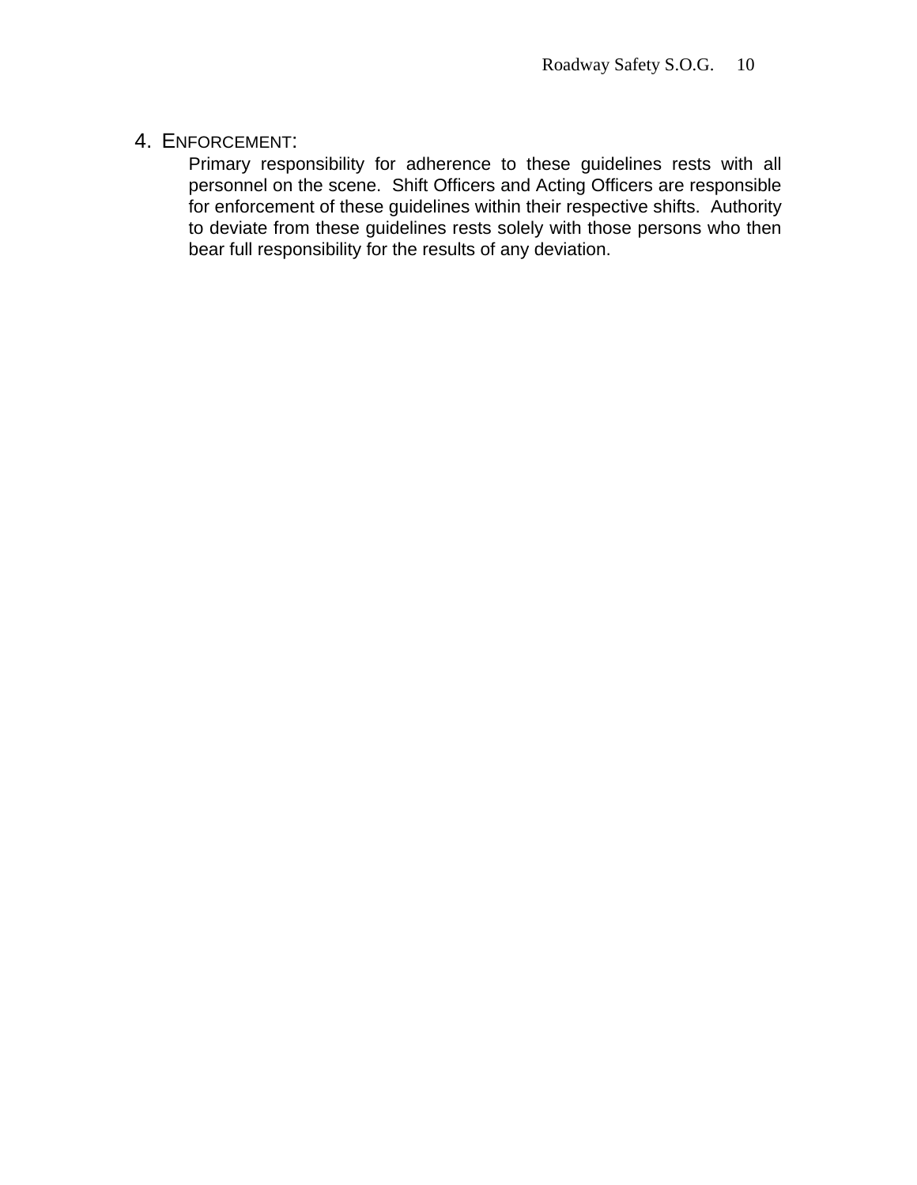## 4. ENFORCEMENT:

Primary responsibility for adherence to these guidelines rests with all personnel on the scene. Shift Officers and Acting Officers are responsible for enforcement of these guidelines within their respective shifts. Authority to deviate from these guidelines rests solely with those persons who then bear full responsibility for the results of any deviation.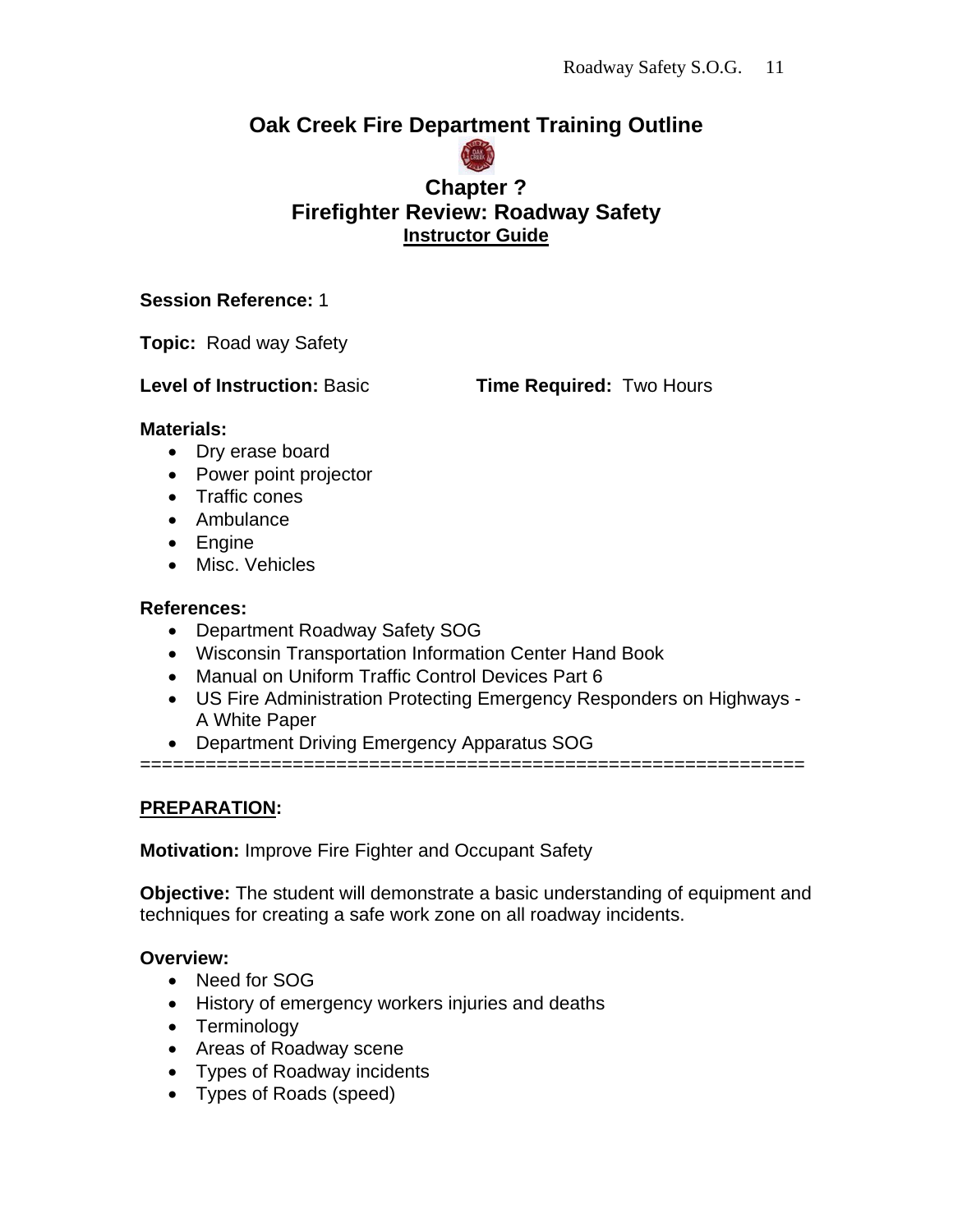# Oak Creek Fire Department Training Outline

## Chapter ?
## Firefighter Review: Roadway Safety
### Instructor Guide

**Session Reference:** 1

**Topic:** Road way Safety

**Level of Instruction:** Basic **Time Required:** Two Hours

**Materials:**
- Dry erase board
- Power point projector
- Traffic cones
- Ambulance
- Engine
- Misc. Vehicles

**References:**
- Department Roadway Safety SOG
- Wisconsin Transportation Information Center Hand Book
- Manual on Uniform Traffic Control Devices Part 6
- US Fire Administration Protecting Emergency Responders on Highways - A White Paper
- Department Driving Emergency Apparatus SOG

==========================================================

**PREPARATION:**

**Motivation:** Improve Fire Fighter and Occupant Safety

**Objective:** The student will demonstrate a basic understanding of equipment and techniques for creating a safe work zone on all roadway incidents.

**Overview:**
- Need for SOG
- History of emergency workers injuries and deaths
- Terminology
- Areas of Roadway scene
- Types of Roadway incidents
- Types of Roads (speed)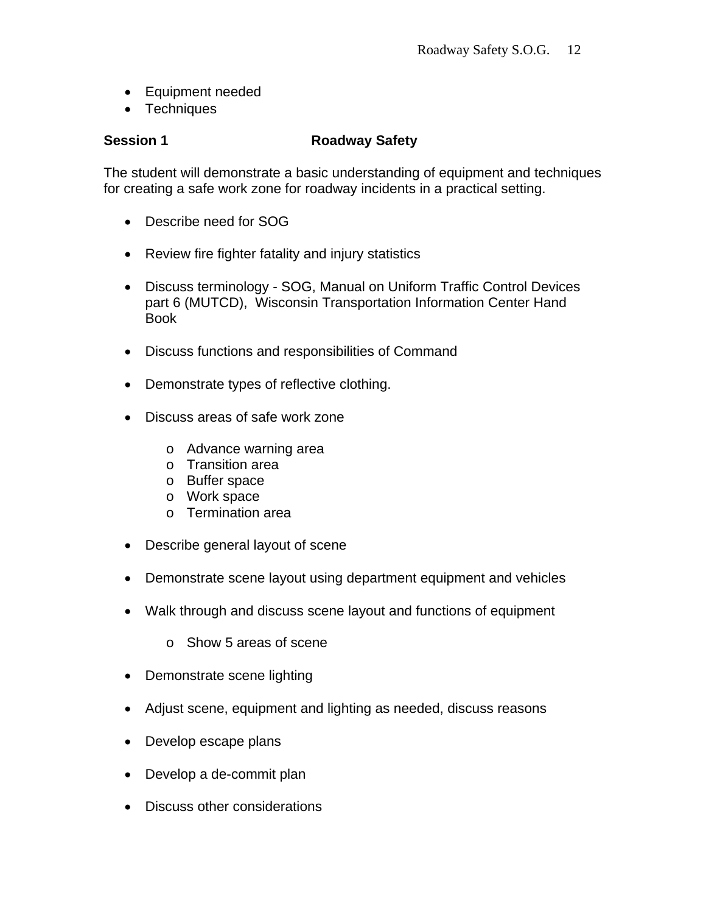- Equipment needed
- Techniques

**Session 1 Roadway Safety**

The student will demonstrate a basic understanding of equipment and techniques for creating a safe work zone for roadway incidents in a practical setting.

- Describe need for SOG
- Review fire fighter fatality and injury statistics
- Discuss terminology - SOG, Manual on Uniform Traffic Control Devices part 6 (MUTCD), Wisconsin Transportation Information Center Hand Book
- Discuss functions and responsibilities of Command
- Demonstrate types of reflective clothing.
- Discuss areas of safe work zone
  - Advance warning area
  - Transition area
  - Buffer space
  - Work space
  - Termination area
- Describe general layout of scene
- Demonstrate scene layout using department equipment and vehicles
- Walk through and discuss scene layout and functions of equipment
  - Show 5 areas of scene
- Demonstrate scene lighting
- Adjust scene, equipment and lighting as needed, discuss reasons
- Develop escape plans
- Develop a de-commit plan
- Discuss other considerations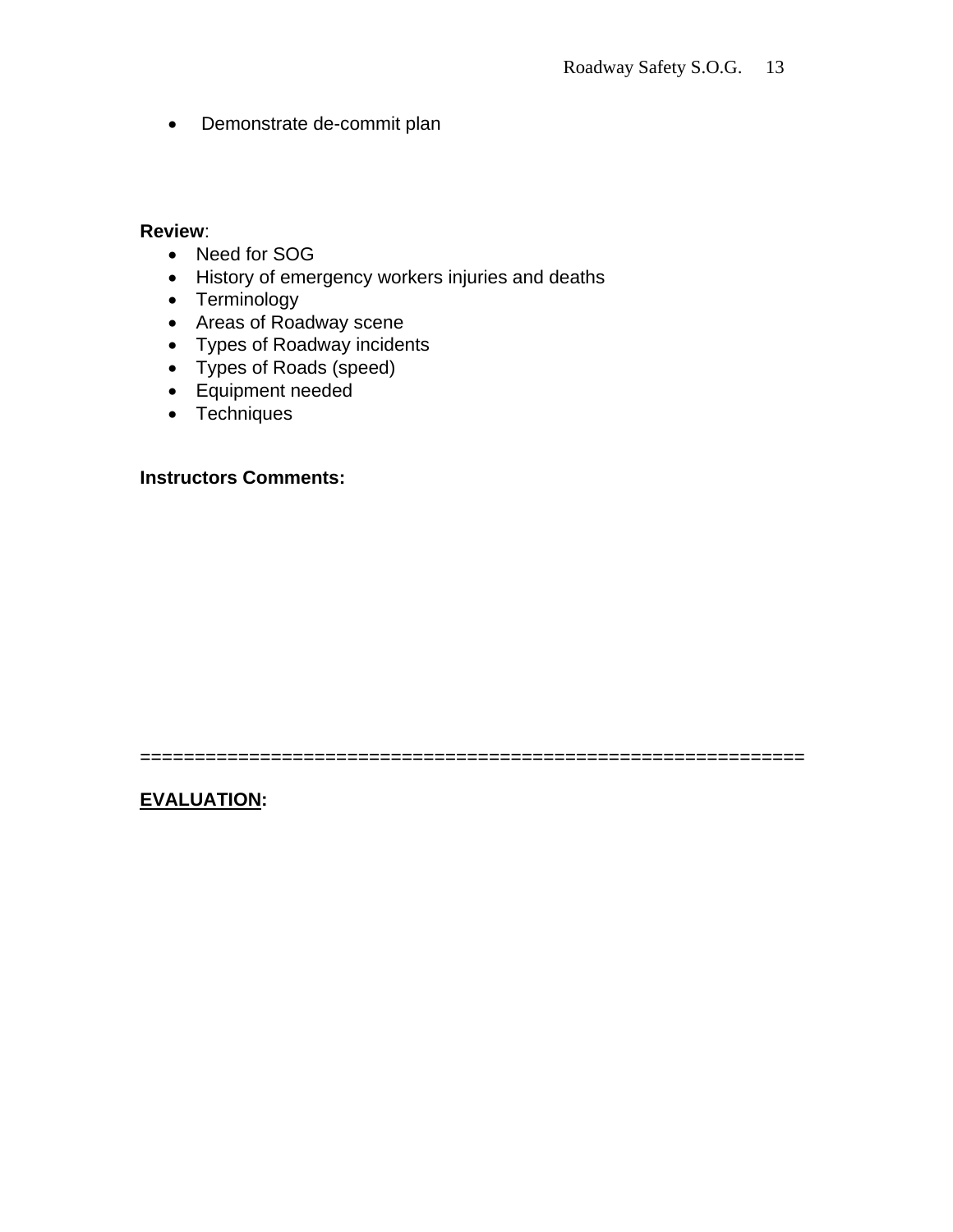- Demonstrate de-commit plan

**Review**:

- Need for SOG
- History of emergency workers injuries and deaths
- Terminology
- Areas of Roadway scene
- Types of Roadway incidents
- Types of Roads (speed)
- Equipment needed
- Techniques

**Instructors Comments:**

============================================================

**EVALUATION:**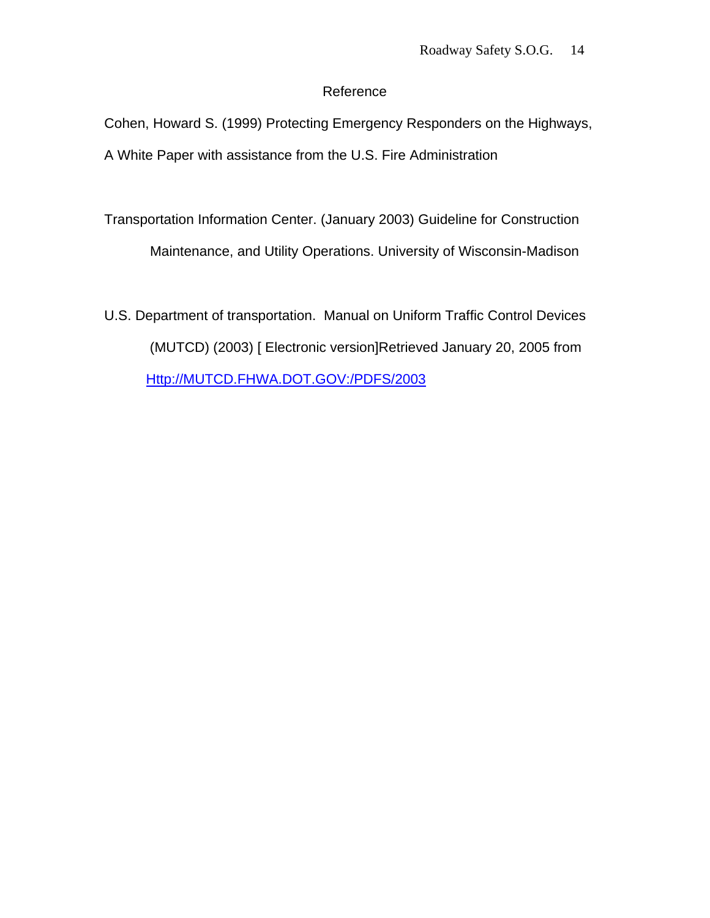# Reference

Cohen, Howard S. (1999) Protecting Emergency Responders on the Highways, A White Paper with assistance from the U.S. Fire Administration

Transportation Information Center. (January 2003) Guideline for Construction Maintenance, and Utility Operations. University of Wisconsin-Madison

U.S. Department of transportation. Manual on Uniform Traffic Control Devices (MUTCD) (2003) [ Electronic version]Retrieved January 20, 2005 from Http://MUTCD.FHWA.DOT.GOV:/PDFS/2003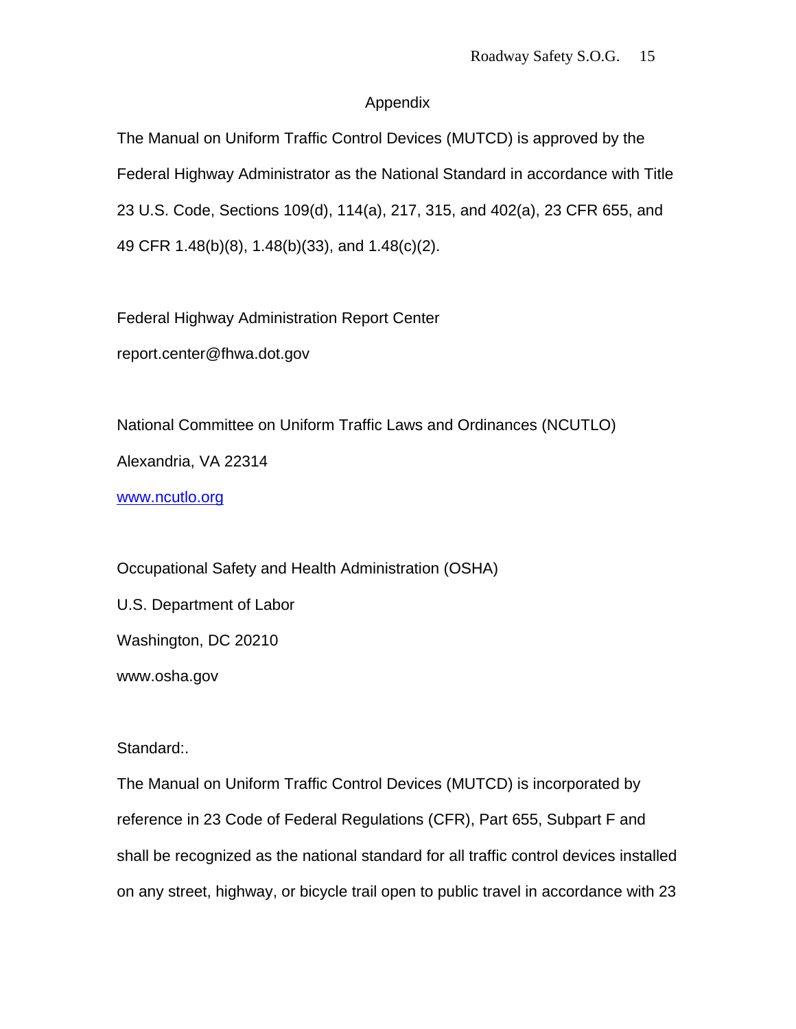## Appendix

The Manual on Uniform Traffic Control Devices (MUTCD) is approved by the Federal Highway Administrator as the National Standard in accordance with Title 23 U.S. Code, Sections 109(d), 114(a), 217, 315, and 402(a), 23 CFR 655, and 49 CFR 1.48(b)(8), 1.48(b)(33), and 1.48(c)(2).

Federal Highway Administration Report Center

report.center@fhwa.dot.gov

National Committee on Uniform Traffic Laws and Ordinances (NCUTLO)

Alexandria, VA 22314

[www.ncutlo.org](http://www.ncutlo.org)

Occupational Safety and Health Administration (OSHA)

U.S. Department of Labor

Washington, DC 20210

www.osha.gov

Standard:.

The Manual on Uniform Traffic Control Devices (MUTCD) is incorporated by reference in 23 Code of Federal Regulations (CFR), Part 655, Subpart F and shall be recognized as the national standard for all traffic control devices installed on any street, highway, or bicycle trail open to public travel in accordance with 23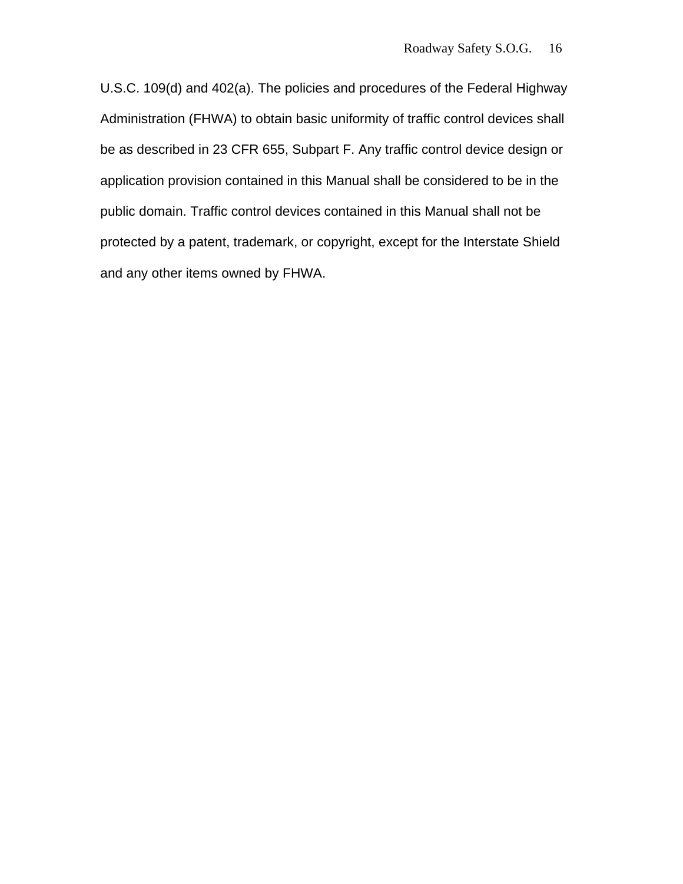U.S.C. 109(d) and 402(a). The policies and procedures of the Federal Highway Administration (FHWA) to obtain basic uniformity of traffic control devices shall be as described in 23 CFR 655, Subpart F. Any traffic control device design or application provision contained in this Manual shall be considered to be in the public domain. Traffic control devices contained in this Manual shall not be protected by a patent, trademark, or copyright, except for the Interstate Shield and any other items owned by FHWA.